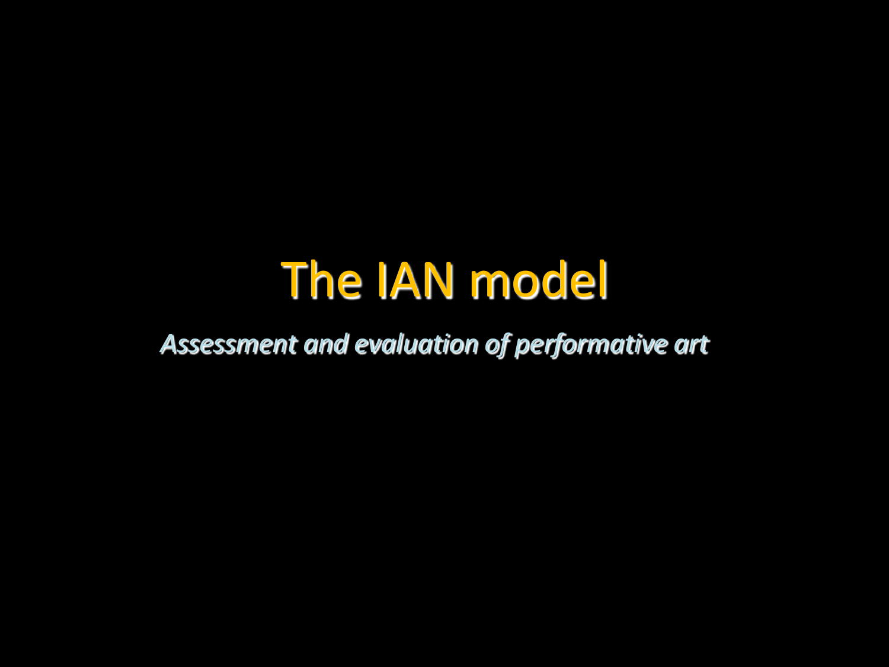# The IAN model

*Assessment and evaluation of performative art*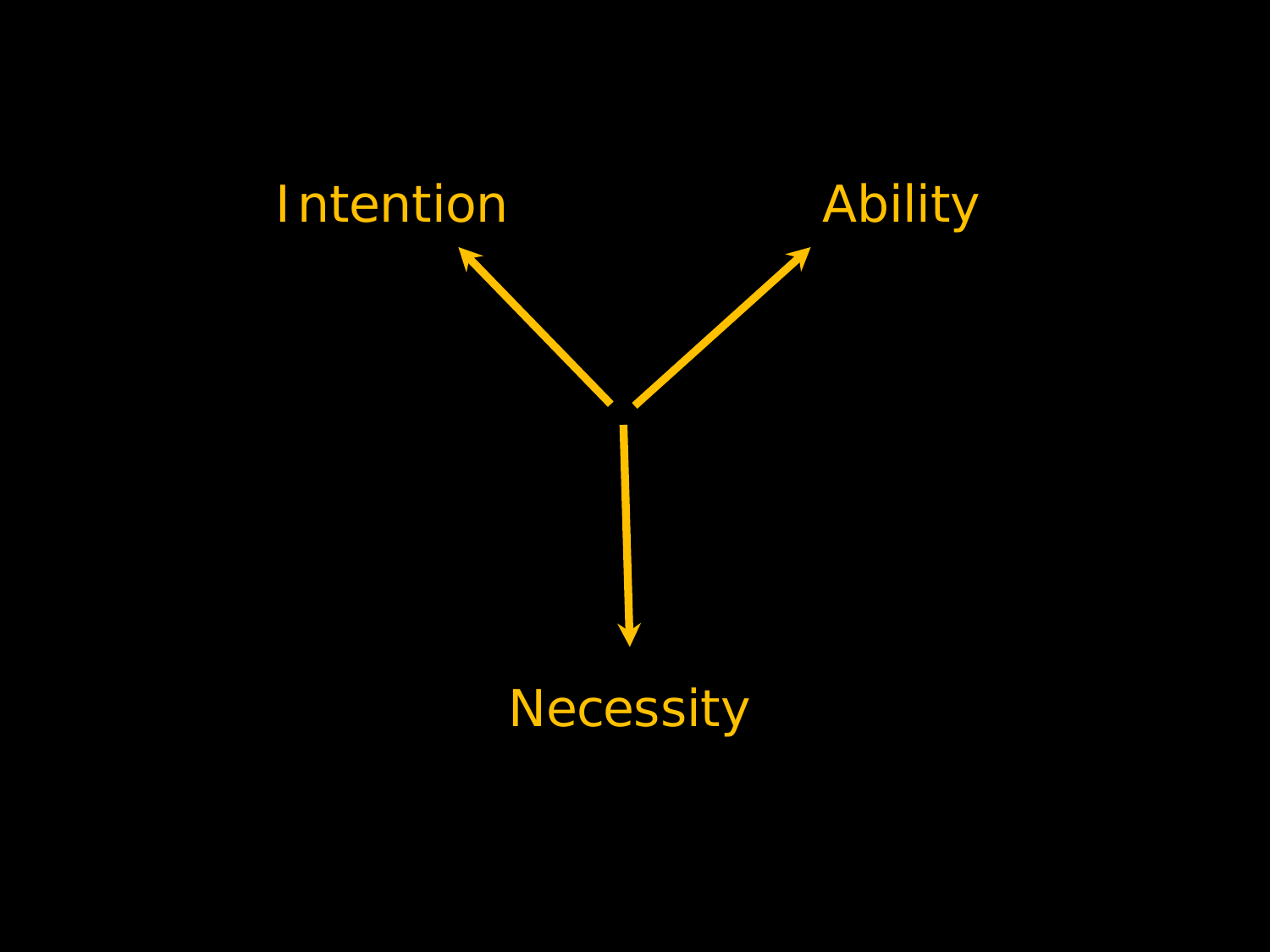Intention

Ability

Necessity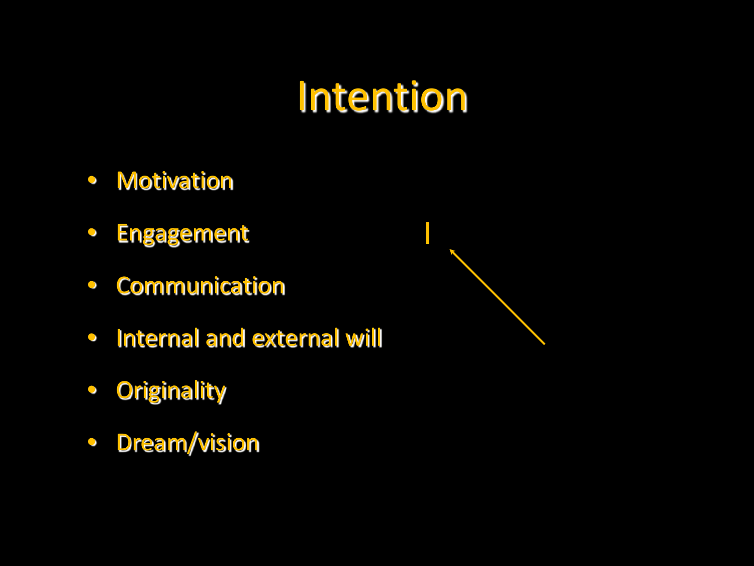# Intention

- Motivation
- Engagement
- Communication
- Internal and external will
- Originality
- Dream/vision

I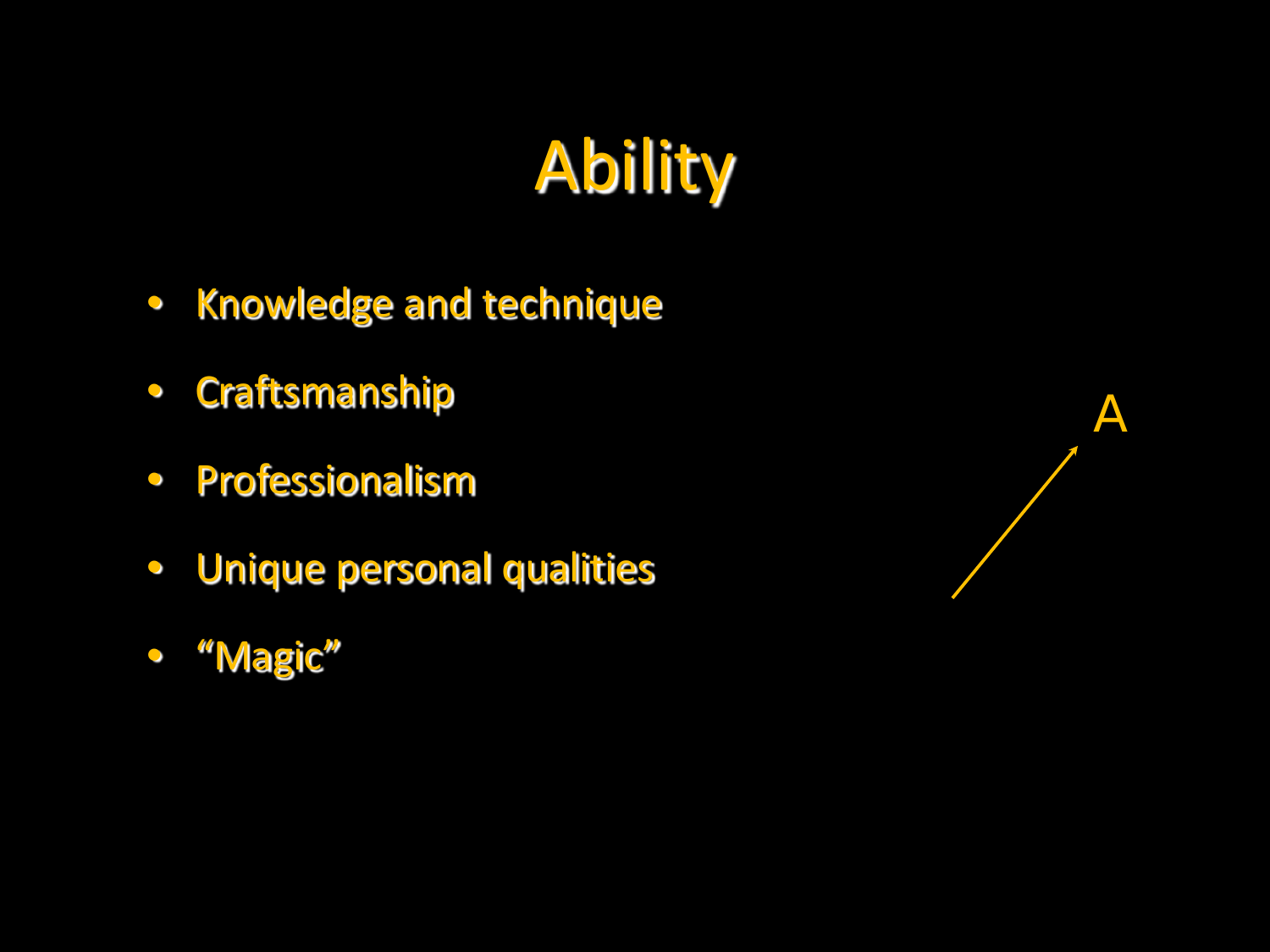# Ability

- Knowledge and technique
- Craftsmanship
- Professionalism
- Unique personal qualities
- "Magic"

A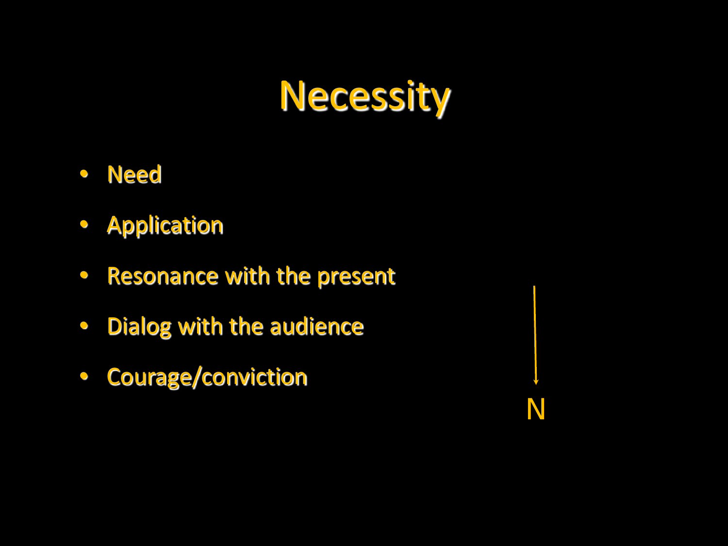# Necessity

- Need
- Application
- Resonance with the present
- Dialog with the audience
- Courage/conviction

N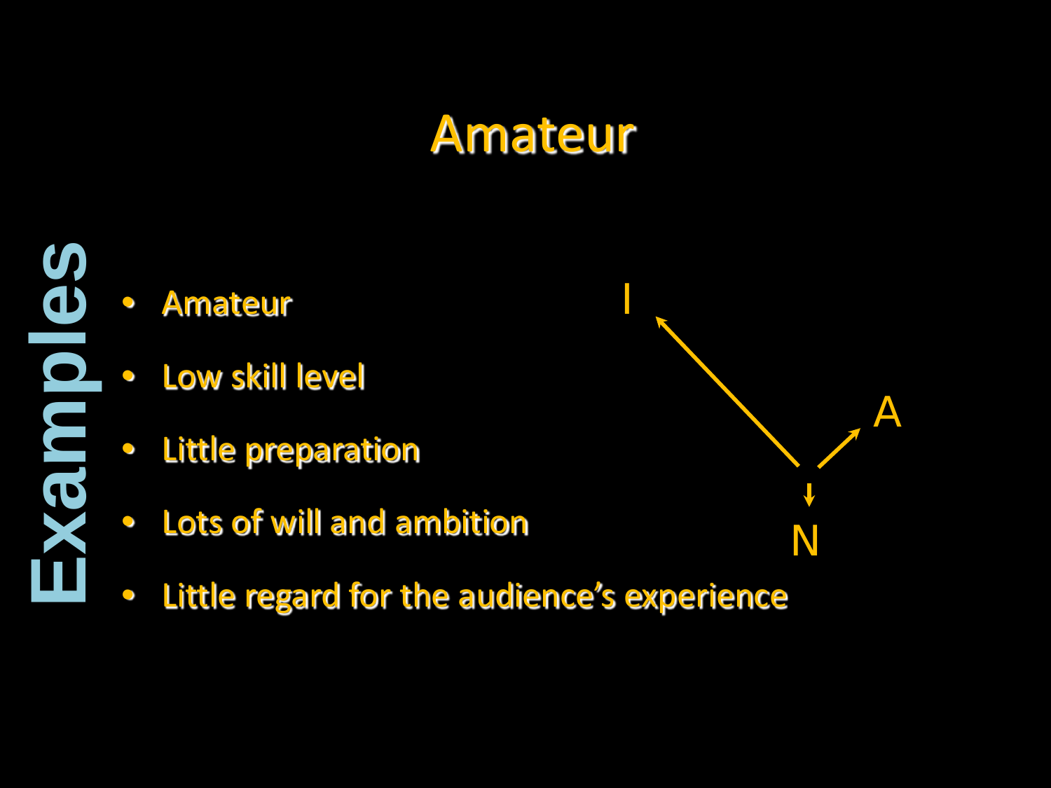# Amateur

Examples

- Amateur
- Low skill level
- Little preparation
- Lots of will and ambition
- Little regard for the audience's experience

I

A

N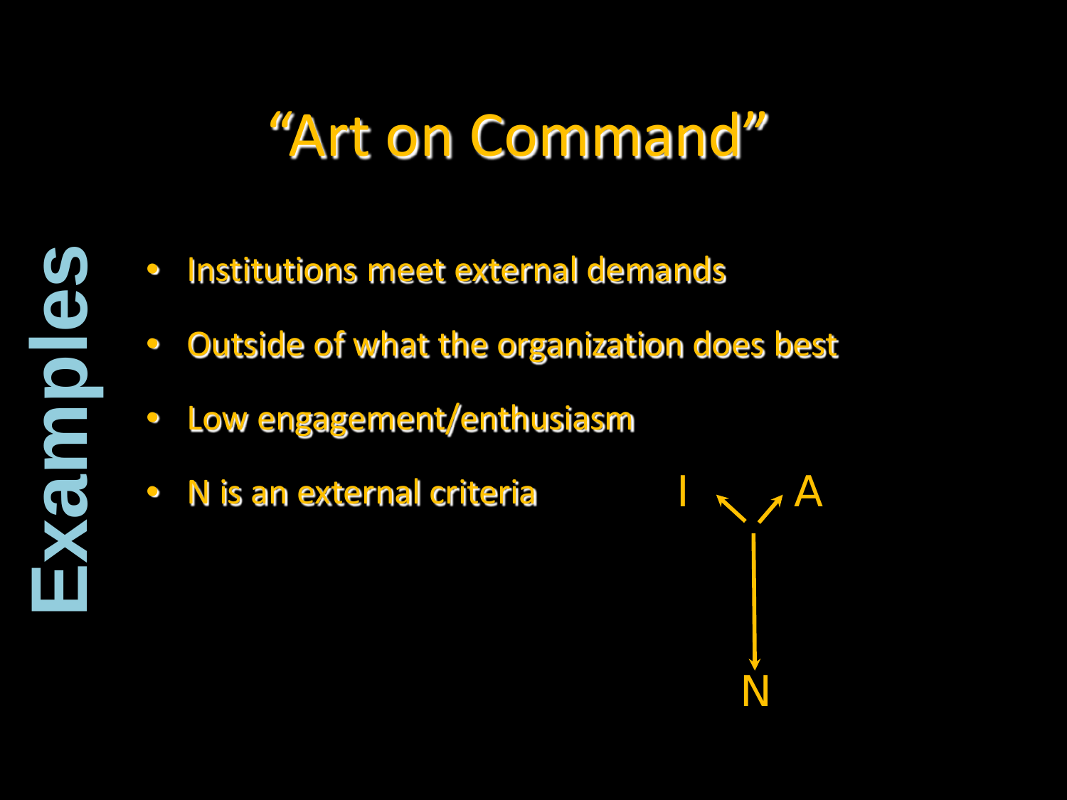# "Art on Command"

Examples

- Institutions meet external demands
- Outside of what the organization does best
- Low engagement/enthusiasm
- N is an external criteria

I ↖ ↗ A

↓

N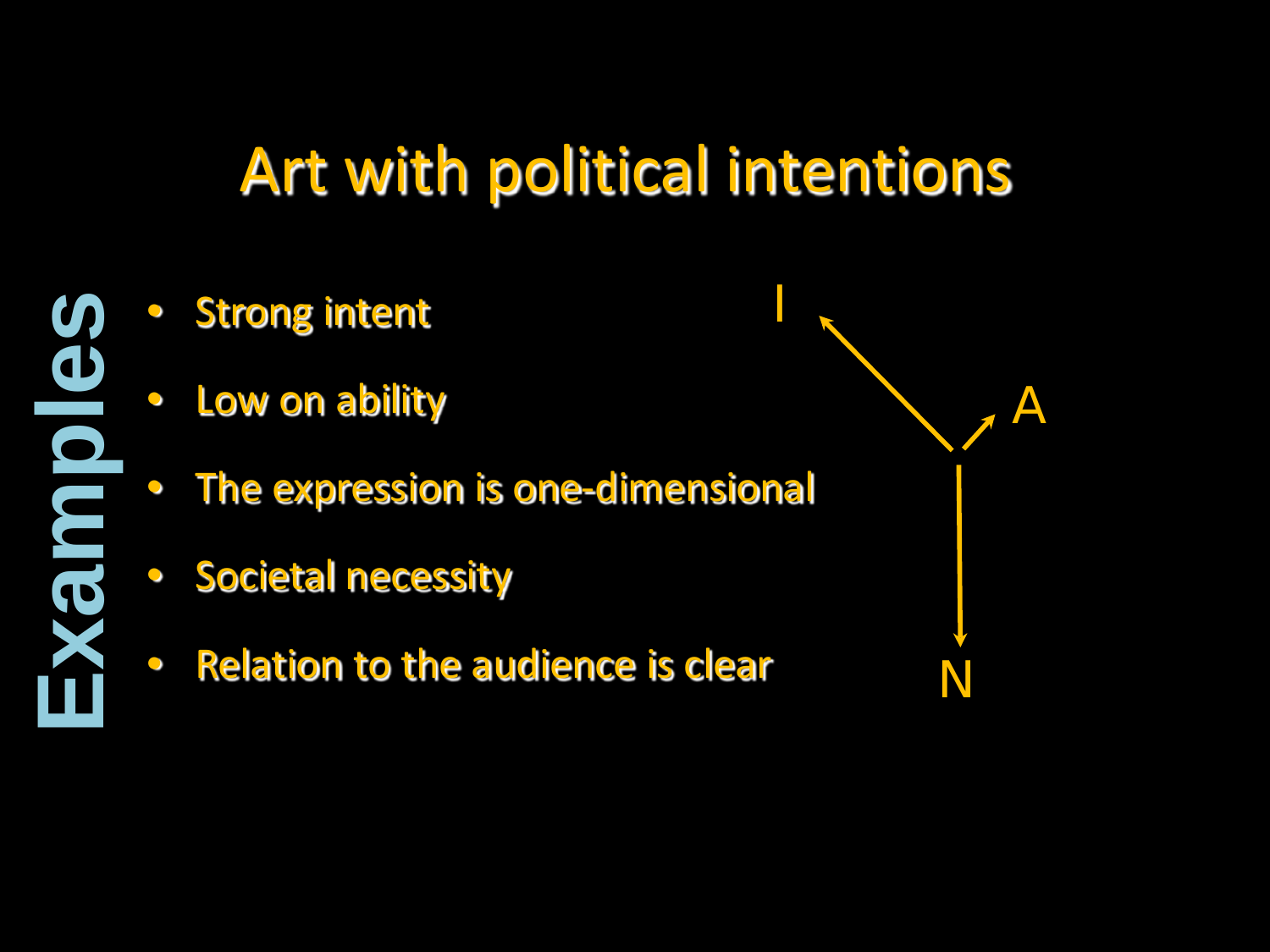# Art with political intentions

**Examples**

- Strong intent
- Low on ability
- The expression is one-dimensional
- Societal necessity
- Relation to the audience is clear

I

A

N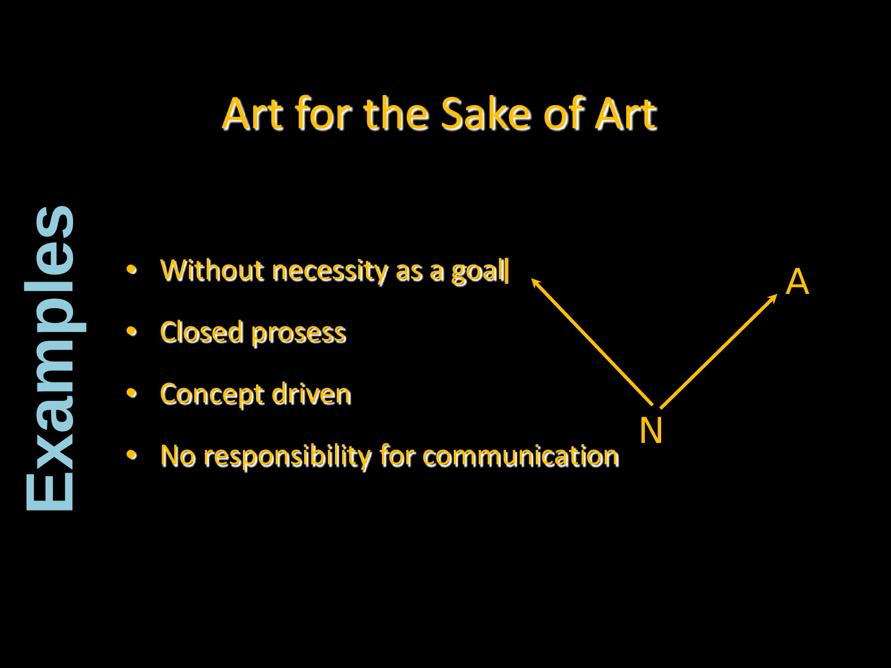# Art for the Sake of Art

Examples

- Without necessity as a goal
- Closed prosess
- Concept driven
- No responsibility for communication

A

N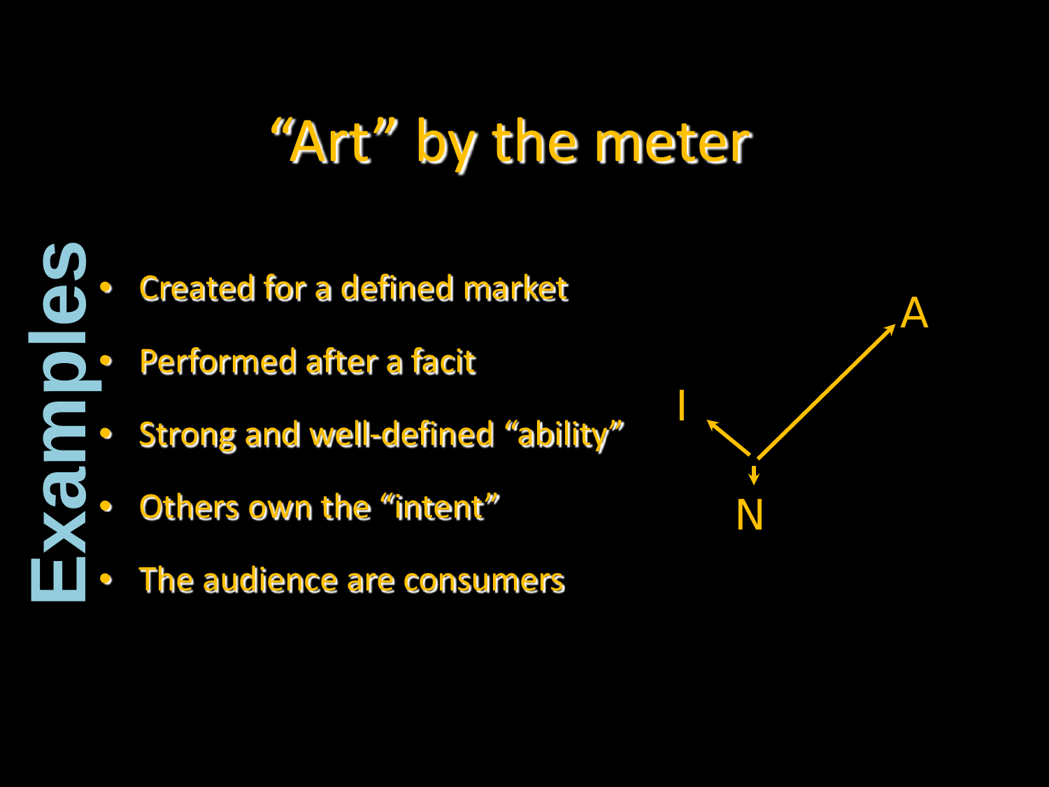# "Art" by the meter

Examples

- Created for a defined market
- Performed after a facit
- Strong and well-defined "ability"
- Others own the "intent"
- The audience are consumers

A

I

N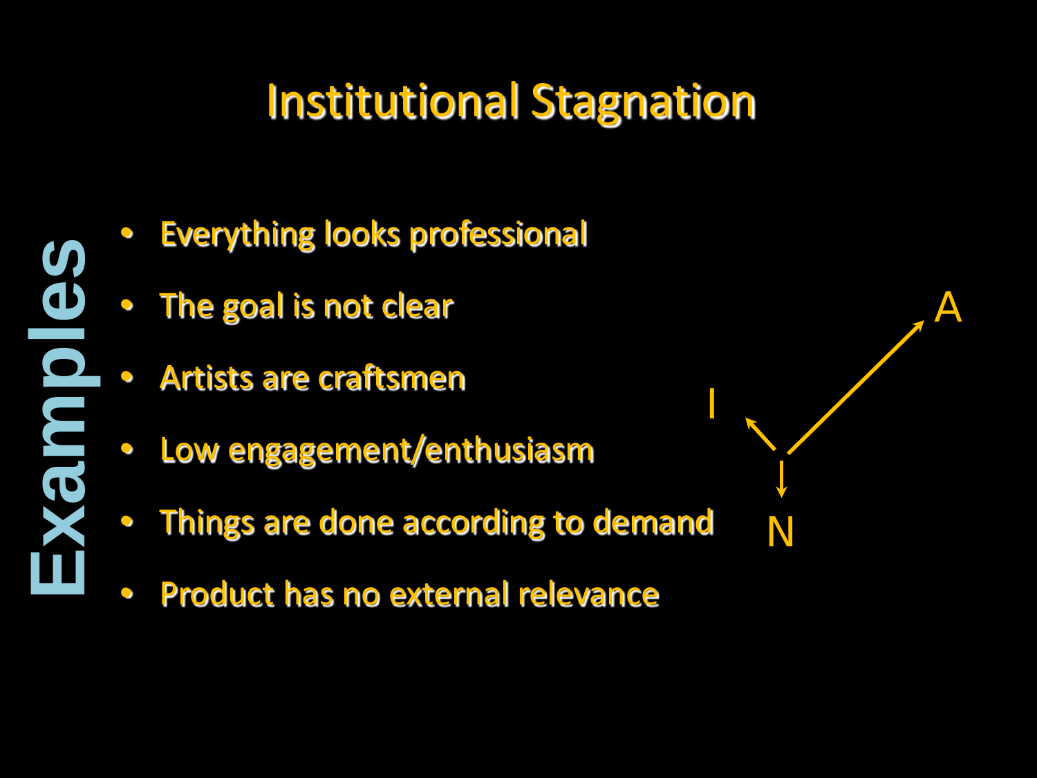# Institutional Stagnation

Examples

- Everything looks professional
- The goal is not clear
- Artists are craftsmen
- Low engagement/enthusiasm
- Things are done according to demand
- Product has no external relevance

A

I

N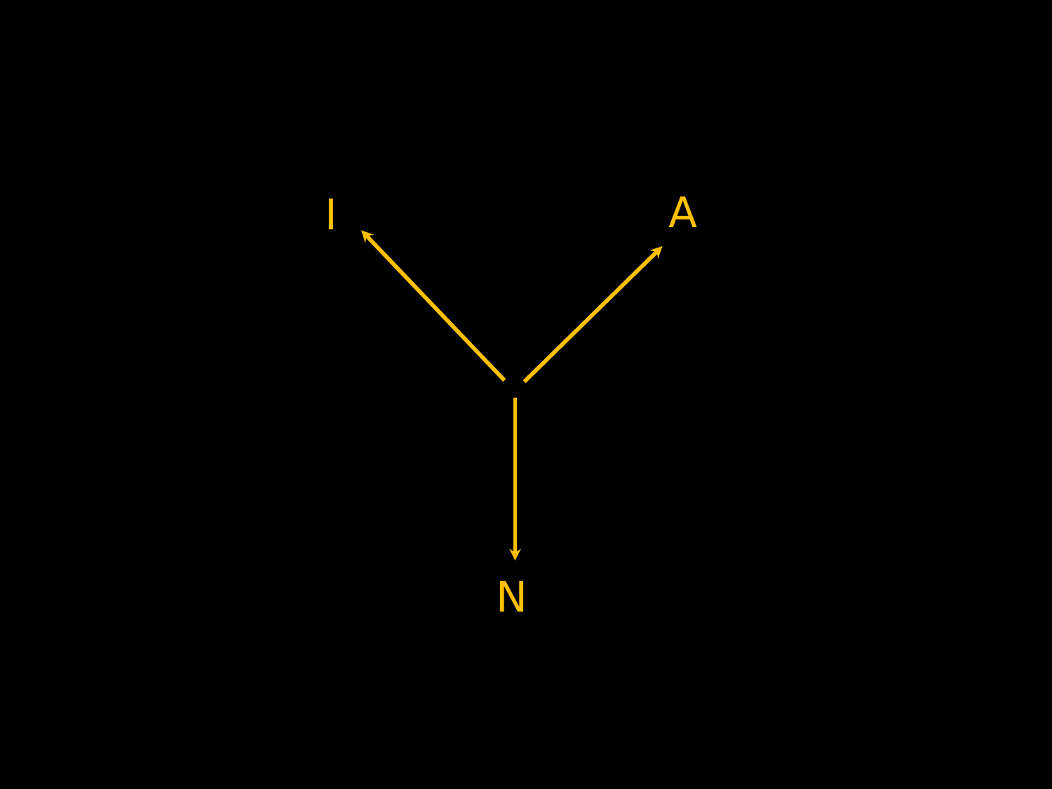I

A

N